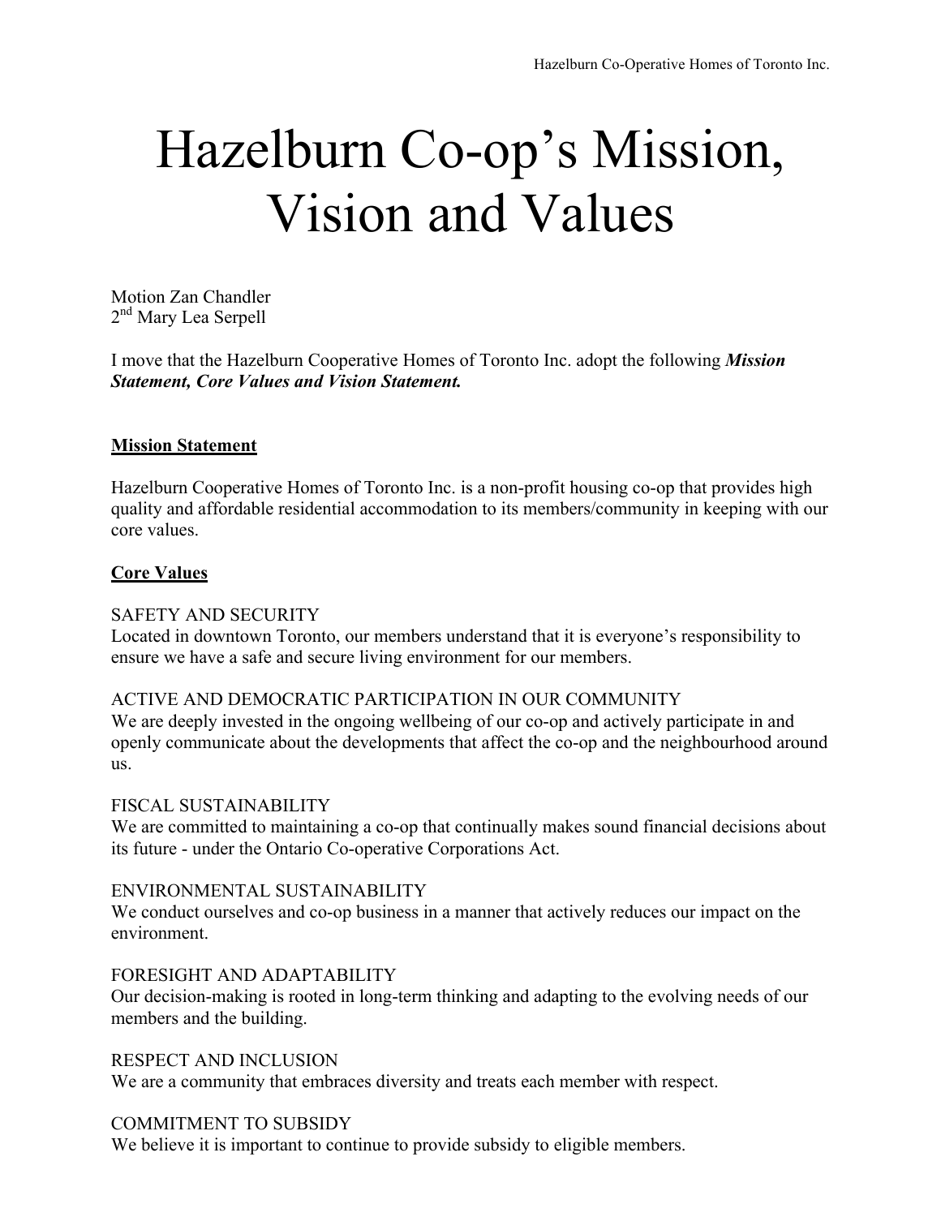# Hazelburn Co-op's Mission, Vision and Values

Motion Zan Chandler
2nd Mary Lea Serpell

I move that the Hazelburn Cooperative Homes of Toronto Inc. adopt the following ***Mission Statement, Core Values and Vision Statement.***

**Mission Statement**

Hazelburn Cooperative Homes of Toronto Inc. is a non-profit housing co-op that provides high quality and affordable residential accommodation to its members/community in keeping with our core values.

**Core Values**

SAFETY AND SECURITY
Located in downtown Toronto, our members understand that it is everyone's responsibility to ensure we have a safe and secure living environment for our members.

ACTIVE AND DEMOCRATIC PARTICIPATION IN OUR COMMUNITY
We are deeply invested in the ongoing wellbeing of our co-op and actively participate in and openly communicate about the developments that affect the co-op and the neighbourhood around us.

FISCAL SUSTAINABILITY
We are committed to maintaining a co-op that continually makes sound financial decisions about its future - under the Ontario Co-operative Corporations Act.

ENVIRONMENTAL SUSTAINABILITY
We conduct ourselves and co-op business in a manner that actively reduces our impact on the environment.

FORESIGHT AND ADAPTABILITY
Our decision-making is rooted in long-term thinking and adapting to the evolving needs of our members and the building.

RESPECT AND INCLUSION
We are a community that embraces diversity and treats each member with respect.

COMMITMENT TO SUBSIDY
We believe it is important to continue to provide subsidy to eligible members.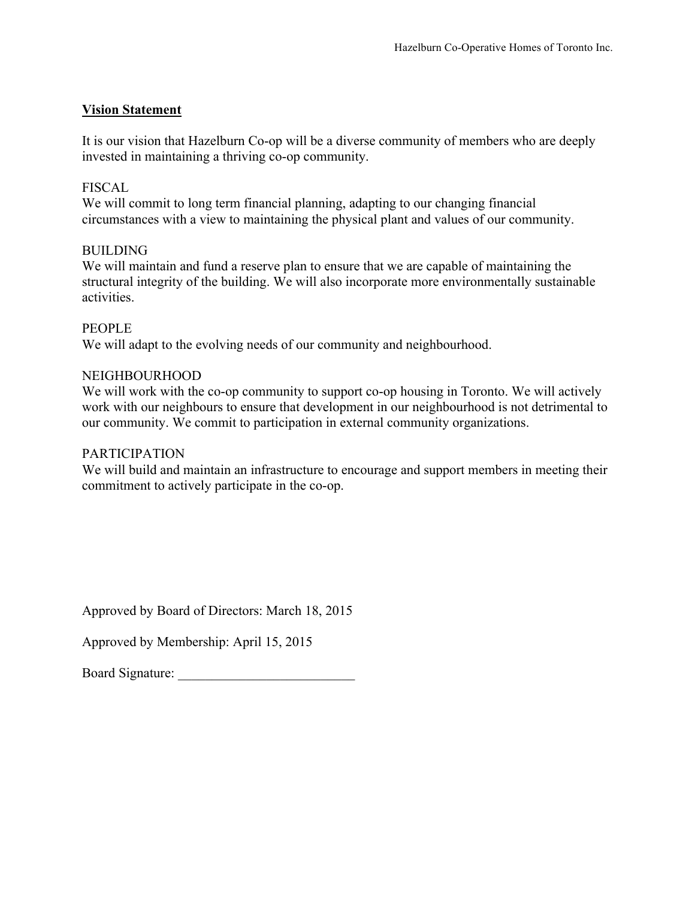## Vision Statement

It is our vision that Hazelburn Co-op will be a diverse community of members who are deeply invested in maintaining a thriving co-op community.

FISCAL
We will commit to long term financial planning, adapting to our changing financial circumstances with a view to maintaining the physical plant and values of our community.

BUILDING
We will maintain and fund a reserve plan to ensure that we are capable of maintaining the structural integrity of the building. We will also incorporate more environmentally sustainable activities.

PEOPLE
We will adapt to the evolving needs of our community and neighbourhood.

NEIGHBOURHOOD
We will work with the co-op community to support co-op housing in Toronto. We will actively work with our neighbours to ensure that development in our neighbourhood is not detrimental to our community. We commit to participation in external community organizations.

PARTICIPATION
We will build and maintain an infrastructure to encourage and support members in meeting their commitment to actively participate in the co-op.

Approved by Board of Directors: March 18, 2015

Approved by Membership: April 15, 2015

Board Signature: __________________________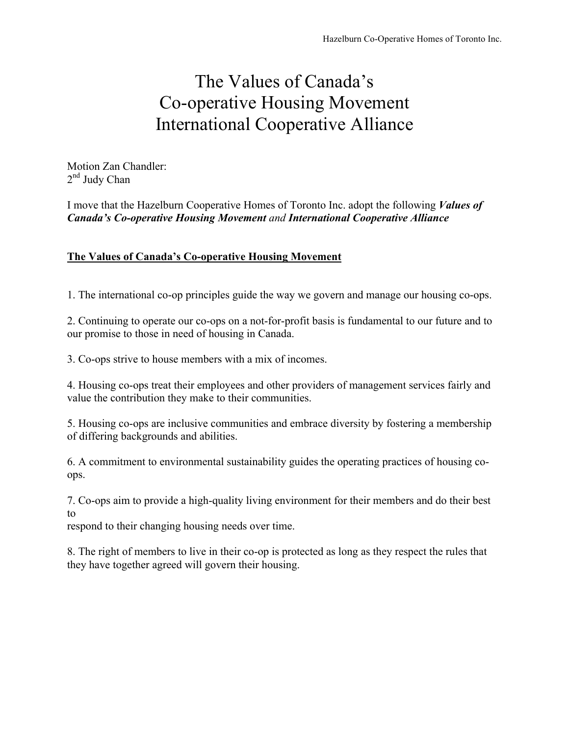# The Values of Canada's Co-operative Housing Movement International Cooperative Alliance

Motion Zan Chandler:
2nd Judy Chan

I move that the Hazelburn Cooperative Homes of Toronto Inc. adopt the following ***Values of Canada's Co-operative Housing Movement*** *and* ***International Cooperative Alliance***

**The Values of Canada's Co-operative Housing Movement**

1. The international co-op principles guide the way we govern and manage our housing co-ops.

2. Continuing to operate our co-ops on a not-for-profit basis is fundamental to our future and to our promise to those in need of housing in Canada.

3. Co-ops strive to house members with a mix of incomes.

4. Housing co-ops treat their employees and other providers of management services fairly and value the contribution they make to their communities.

5. Housing co-ops are inclusive communities and embrace diversity by fostering a membership of differing backgrounds and abilities.

6. A commitment to environmental sustainability guides the operating practices of housing co-ops.

7. Co-ops aim to provide a high-quality living environment for their members and do their best to respond to their changing housing needs over time.

8. The right of members to live in their co-op is protected as long as they respect the rules that they have together agreed will govern their housing.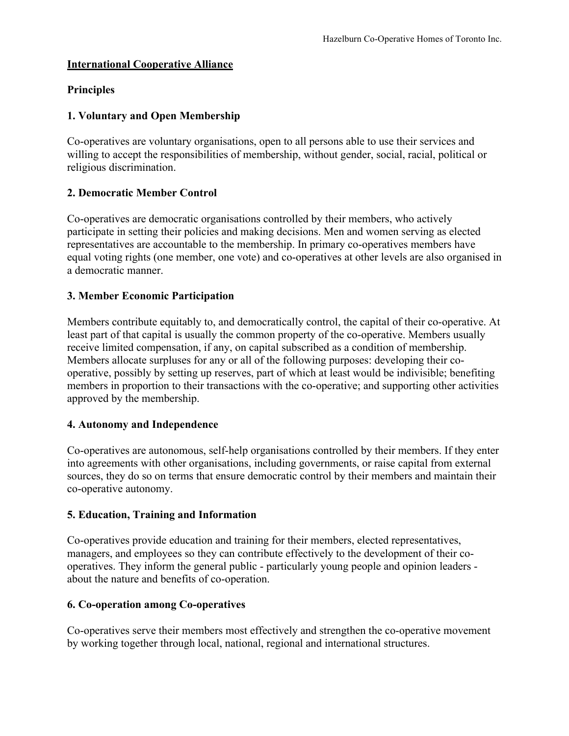**<u>International Cooperative Alliance</u>**

**Principles**

**1. Voluntary and Open Membership**

Co-operatives are voluntary organisations, open to all persons able to use their services and willing to accept the responsibilities of membership, without gender, social, racial, political or religious discrimination.

**2. Democratic Member Control**

Co-operatives are democratic organisations controlled by their members, who actively participate in setting their policies and making decisions. Men and women serving as elected representatives are accountable to the membership. In primary co-operatives members have equal voting rights (one member, one vote) and co-operatives at other levels are also organised in a democratic manner.

**3. Member Economic Participation**

Members contribute equitably to, and democratically control, the capital of their co-operative. At least part of that capital is usually the common property of the co-operative. Members usually receive limited compensation, if any, on capital subscribed as a condition of membership. Members allocate surpluses for any or all of the following purposes: developing their co-operative, possibly by setting up reserves, part of which at least would be indivisible; benefiting members in proportion to their transactions with the co-operative; and supporting other activities approved by the membership.

**4. Autonomy and Independence**

Co-operatives are autonomous, self-help organisations controlled by their members. If they enter into agreements with other organisations, including governments, or raise capital from external sources, they do so on terms that ensure democratic control by their members and maintain their co-operative autonomy.

**5. Education, Training and Information**

Co-operatives provide education and training for their members, elected representatives, managers, and employees so they can contribute effectively to the development of their co-operatives. They inform the general public - particularly young people and opinion leaders - about the nature and benefits of co-operation.

**6. Co-operation among Co-operatives**

Co-operatives serve their members most effectively and strengthen the co-operative movement by working together through local, national, regional and international structures.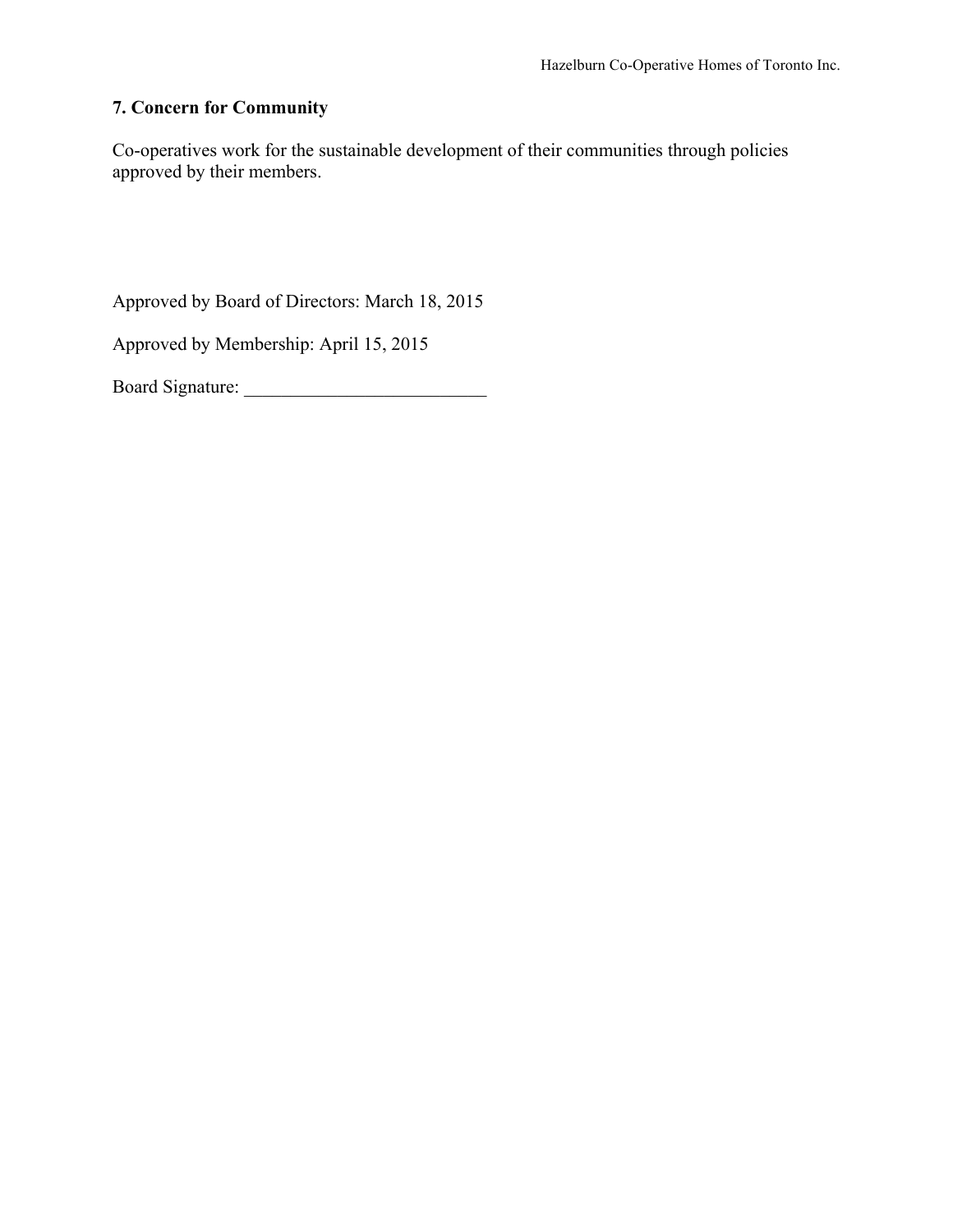### 7. Concern for Community

Co-operatives work for the sustainable development of their communities through policies approved by their members.

Approved by Board of Directors: March 18, 2015

Approved by Membership: April 15, 2015

Board Signature: __________________________